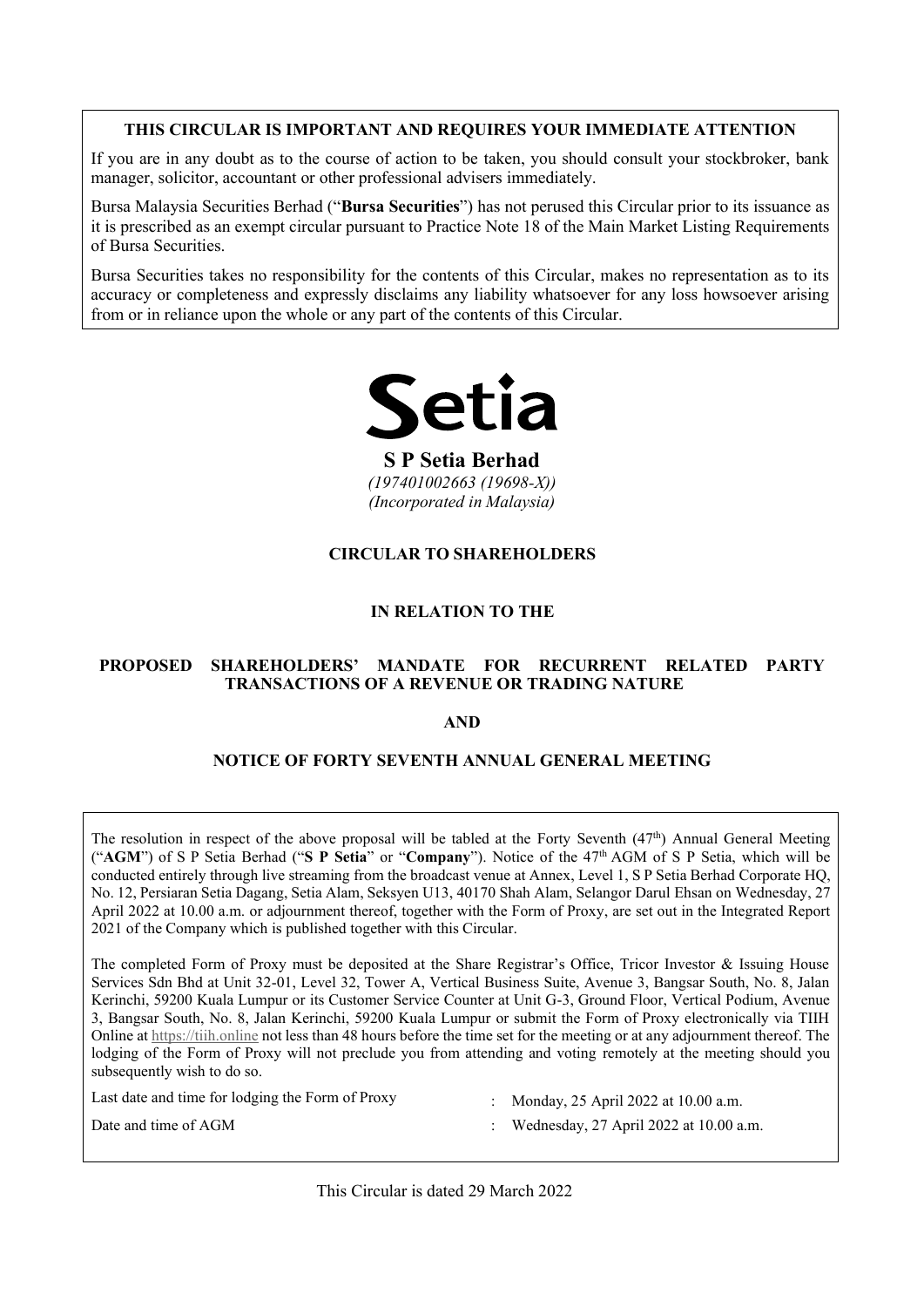**THIS CIRCULAR IS IMPORTANT AND REQUIRES YOUR IMMEDIATE ATTENTION**

If you are in any doubt as to the course of action to be taken, you should consult your stockbroker, bank manager, solicitor, accountant or other professional advisers immediately.

Bursa Malaysia Securities Berhad ("**Bursa Securities**") has not perused this Circular prior to its issuance as it is prescribed as an exempt circular pursuant to Practice Note 18 of the Main Market Listing Requirements of Bursa Securities.

Bursa Securities takes no responsibility for the contents of this Circular, makes no representation as to its accuracy or completeness and expressly disclaims any liability whatsoever for any loss howsoever arising from or in reliance upon the whole or any part of the contents of this Circular.

Setia

**S P Setia Berhad**
*(197401002663 (19698-X))*
*(Incorporated in Malaysia)*

**CIRCULAR TO SHAREHOLDERS**

**IN RELATION TO THE**

**PROPOSED SHAREHOLDERS' MANDATE FOR RECURRENT RELATED PARTY TRANSACTIONS OF A REVENUE OR TRADING NATURE**

**AND**

**NOTICE OF FORTY SEVENTH ANNUAL GENERAL MEETING**

The resolution in respect of the above proposal will be tabled at the Forty Seventh (47th) Annual General Meeting ("**AGM**") of S P Setia Berhad ("**S P Setia**" or "**Company**"). Notice of the 47th AGM of S P Setia, which will be conducted entirely through live streaming from the broadcast venue at Annex, Level 1, S P Setia Berhad Corporate HQ, No. 12, Persiaran Setia Dagang, Setia Alam, Seksyen U13, 40170 Shah Alam, Selangor Darul Ehsan on Wednesday, 27 April 2022 at 10.00 a.m. or adjournment thereof, together with the Form of Proxy, are set out in the Integrated Report 2021 of the Company which is published together with this Circular.

The completed Form of Proxy must be deposited at the Share Registrar's Office, Tricor Investor & Issuing House Services Sdn Bhd at Unit 32-01, Level 32, Tower A, Vertical Business Suite, Avenue 3, Bangsar South, No. 8, Jalan Kerinchi, 59200 Kuala Lumpur or its Customer Service Counter at Unit G-3, Ground Floor, Vertical Podium, Avenue 3, Bangsar South, No. 8, Jalan Kerinchi, 59200 Kuala Lumpur or submit the Form of Proxy electronically via TIIH Online at https://tiih.online not less than 48 hours before the time set for the meeting or at any adjournment thereof. The lodging of the Form of Proxy will not preclude you from attending and voting remotely at the meeting should you subsequently wish to do so.

| | | |
|---|---|---|
| Last date and time for lodging the Form of Proxy | : | Monday, 25 April 2022 at 10.00 a.m. |
| Date and time of AGM | : | Wednesday, 27 April 2022 at 10.00 a.m. |

This Circular is dated 29 March 2022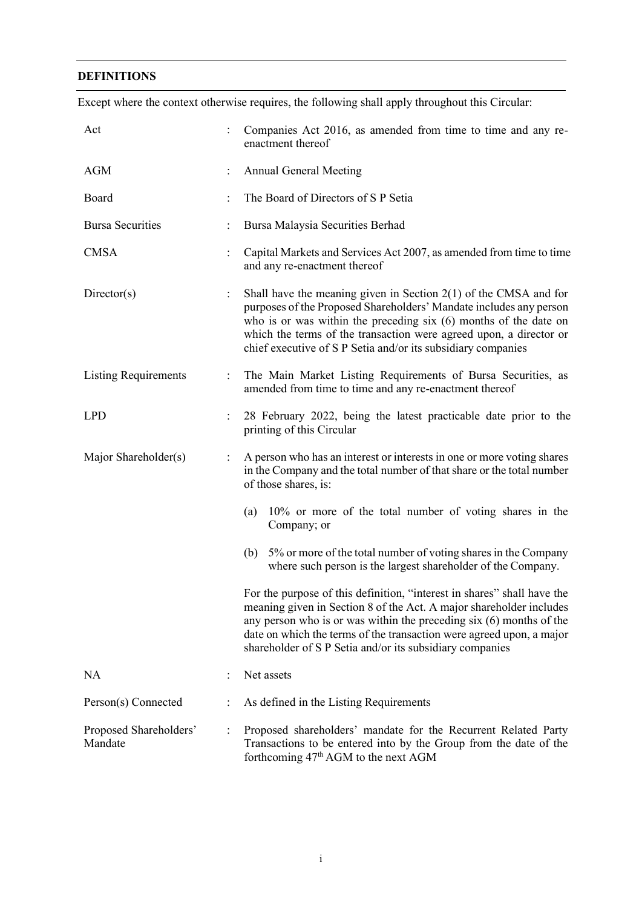## DEFINITIONS

Except where the context otherwise requires, the following shall apply throughout this Circular:

| | | |
|---|---|---|
| Act | : | Companies Act 2016, as amended from time to time and any re-enactment thereof |
| AGM | : | Annual General Meeting |
| Board | : | The Board of Directors of S P Setia |
| Bursa Securities | : | Bursa Malaysia Securities Berhad |
| CMSA | : | Capital Markets and Services Act 2007, as amended from time to time and any re-enactment thereof |
| Director(s) | : | Shall have the meaning given in Section 2(1) of the CMSA and for purposes of the Proposed Shareholders' Mandate includes any person who is or was within the preceding six (6) months of the date on which the terms of the transaction were agreed upon, a director or chief executive of S P Setia and/or its subsidiary companies |
| Listing Requirements | : | The Main Market Listing Requirements of Bursa Securities, as amended from time to time and any re-enactment thereof |
| LPD | : | 28 February 2022, being the latest practicable date prior to the printing of this Circular |
| Major Shareholder(s) | : | A person who has an interest or interests in one or more voting shares in the Company and the total number of that share or the total number of those shares, is:<br><br>(a) 10% or more of the total number of voting shares in the Company; or<br><br>(b) 5% or more of the total number of voting shares in the Company where such person is the largest shareholder of the Company.<br><br>For the purpose of this definition, "interest in shares" shall have the meaning given in Section 8 of the Act. A major shareholder includes any person who is or was within the preceding six (6) months of the date on which the terms of the transaction were agreed upon, a major shareholder of S P Setia and/or its subsidiary companies |
| NA | : | Net assets |
| Person(s) Connected | : | As defined in the Listing Requirements |
| Proposed Shareholders' Mandate | : | Proposed shareholders' mandate for the Recurrent Related Party Transactions to be entered into by the Group from the date of the forthcoming 47th AGM to the next AGM |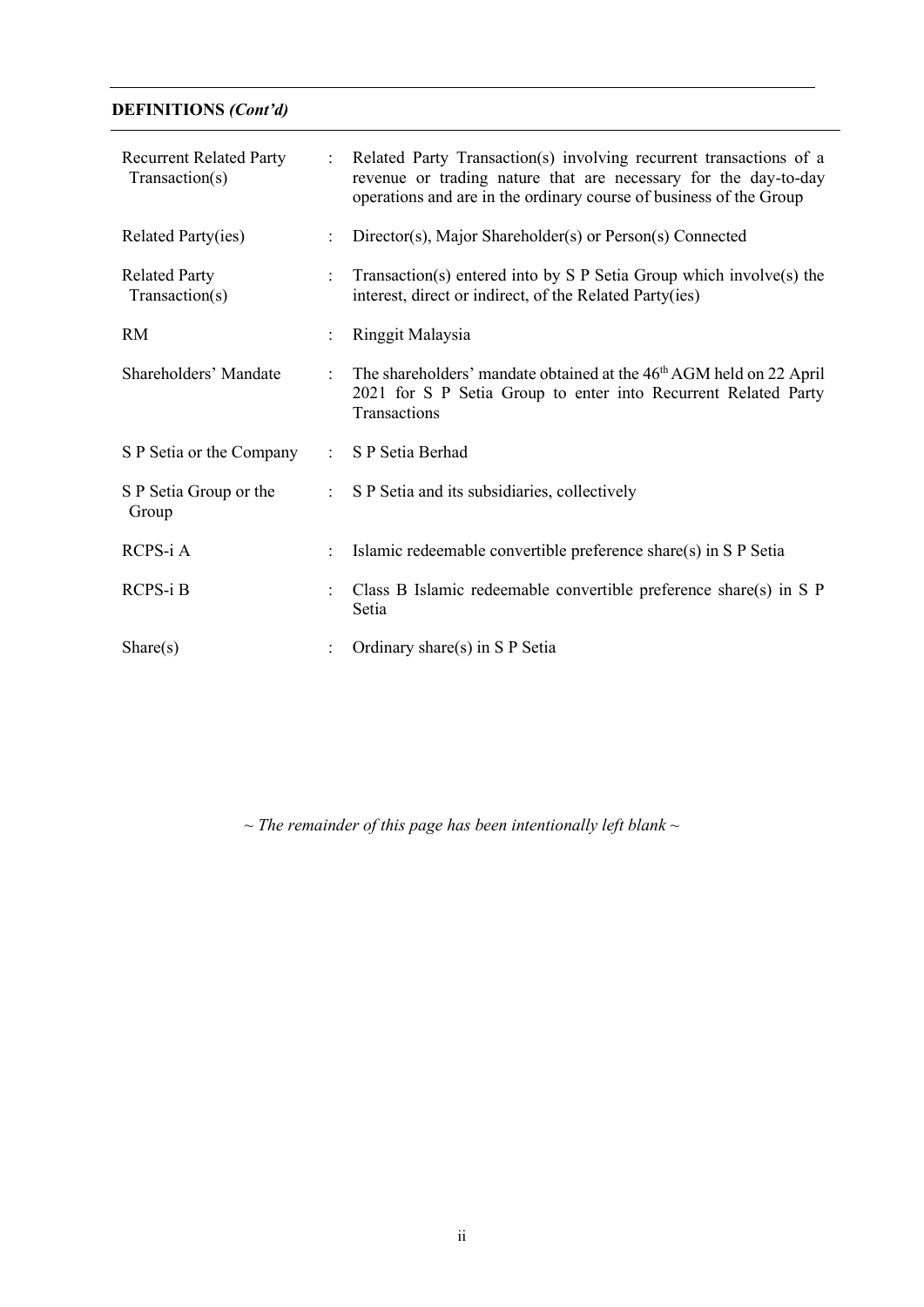## DEFINITIONS *(Cont'd)*

| | | |
|---|---|---|
| Recurrent Related Party Transaction(s) | : | Related Party Transaction(s) involving recurrent transactions of a revenue or trading nature that are necessary for the day-to-day operations and are in the ordinary course of business of the Group |
| Related Party(ies) | : | Director(s), Major Shareholder(s) or Person(s) Connected |
| Related Party Transaction(s) | : | Transaction(s) entered into by S P Setia Group which involve(s) the interest, direct or indirect, of the Related Party(ies) |
| RM | : | Ringgit Malaysia |
| Shareholders' Mandate | : | The shareholders' mandate obtained at the 46th AGM held on 22 April 2021 for S P Setia Group to enter into Recurrent Related Party Transactions |
| S P Setia or the Company | : | S P Setia Berhad |
| S P Setia Group or the Group | : | S P Setia and its subsidiaries, collectively |
| RCPS-i A | : | Islamic redeemable convertible preference share(s) in S P Setia |
| RCPS-i B | : | Class B Islamic redeemable convertible preference share(s) in S P Setia |
| Share(s) | : | Ordinary share(s) in S P Setia |

*~ The remainder of this page has been intentionally left blank ~*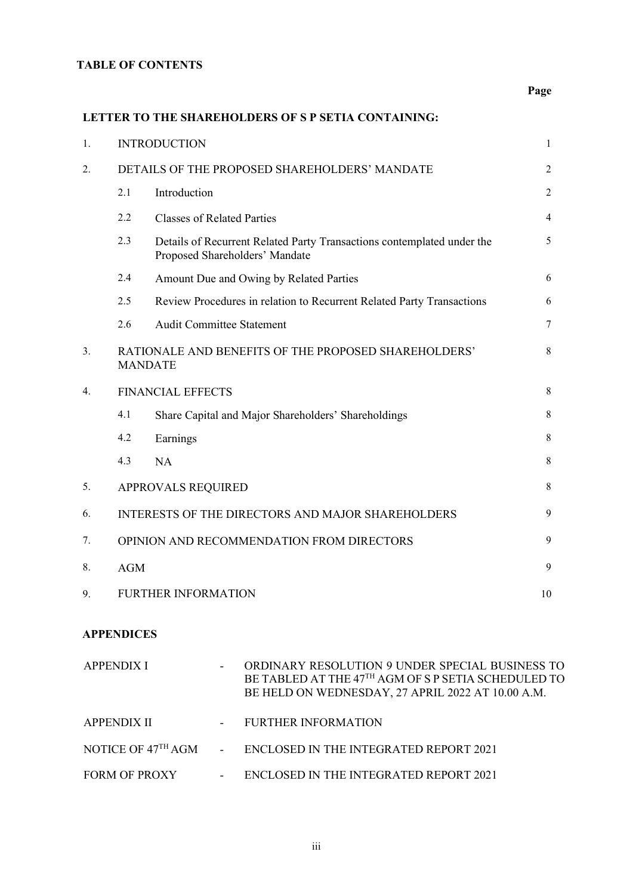**TABLE OF CONTENTS**

| | | | Page |
|---|---|---|---|
| **LETTER TO THE SHAREHOLDERS OF S P SETIA CONTAINING:** | | | |
| 1. | INTRODUCTION | | 1 |
| 2. | DETAILS OF THE PROPOSED SHAREHOLDERS' MANDATE | | 2 |
| | 2.1 | Introduction | 2 |
| | 2.2 | Classes of Related Parties | 4 |
| | 2.3 | Details of Recurrent Related Party Transactions contemplated under the Proposed Shareholders' Mandate | 5 |
| | 2.4 | Amount Due and Owing by Related Parties | 6 |
| | 2.5 | Review Procedures in relation to Recurrent Related Party Transactions | 6 |
| | 2.6 | Audit Committee Statement | 7 |
| 3. | RATIONALE AND BENEFITS OF THE PROPOSED SHAREHOLDERS' MANDATE | | 8 |
| 4. | FINANCIAL EFFECTS | | 8 |
| | 4.1 | Share Capital and Major Shareholders' Shareholdings | 8 |
| | 4.2 | Earnings | 8 |
| | 4.3 | NA | 8 |
| 5. | APPROVALS REQUIRED | | 8 |
| 6. | INTERESTS OF THE DIRECTORS AND MAJOR SHAREHOLDERS | | 9 |
| 7. | OPINION AND RECOMMENDATION FROM DIRECTORS | | 9 |
| 8. | AGM | | 9 |
| 9. | FURTHER INFORMATION | | 10 |

**APPENDICES**

| | | |
|---|---|---|
| APPENDIX I | - | ORDINARY RESOLUTION 9 UNDER SPECIAL BUSINESS TO BE TABLED AT THE 47TH AGM OF S P SETIA SCHEDULED TO BE HELD ON WEDNESDAY, 27 APRIL 2022 AT 10.00 A.M. |
| APPENDIX II | - | FURTHER INFORMATION |
| NOTICE OF 47TH AGM | - | ENCLOSED IN THE INTEGRATED REPORT 2021 |
| FORM OF PROXY | - | ENCLOSED IN THE INTEGRATED REPORT 2021 |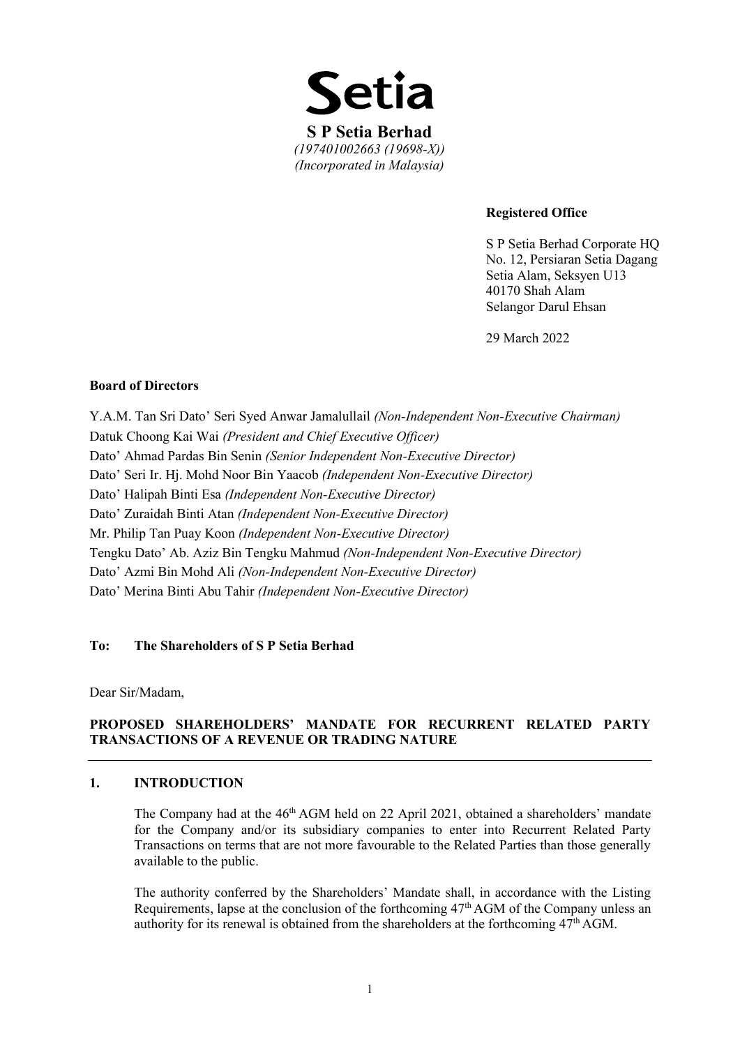# Setia

**S P Setia Berhad**
*(197401002663 (19698-X))*
*(Incorporated in Malaysia)*

**Registered Office**

S P Setia Berhad Corporate HQ
No. 12, Persiaran Setia Dagang
Setia Alam, Seksyen U13
40170 Shah Alam
Selangor Darul Ehsan

29 March 2022

**Board of Directors**

Y.A.M. Tan Sri Dato' Seri Syed Anwar Jamalullail *(Non-Independent Non-Executive Chairman)*
Datuk Choong Kai Wai *(President and Chief Executive Officer)*
Dato' Ahmad Pardas Bin Senin *(Senior Independent Non-Executive Director)*
Dato' Seri Ir. Hj. Mohd Noor Bin Yaacob *(Independent Non-Executive Director)*
Dato' Halipah Binti Esa *(Independent Non-Executive Director)*
Dato' Zuraidah Binti Atan *(Independent Non-Executive Director)*
Mr. Philip Tan Puay Koon *(Independent Non-Executive Director)*
Tengku Dato' Ab. Aziz Bin Tengku Mahmud *(Non-Independent Non-Executive Director)*
Dato' Azmi Bin Mohd Ali *(Non-Independent Non-Executive Director)*
Dato' Merina Binti Abu Tahir *(Independent Non-Executive Director)*

**To: The Shareholders of S P Setia Berhad**

Dear Sir/Madam,

**PROPOSED SHAREHOLDERS' MANDATE FOR RECURRENT RELATED PARTY TRANSACTIONS OF A REVENUE OR TRADING NATURE**

## 1. INTRODUCTION

The Company had at the 46th AGM held on 22 April 2021, obtained a shareholders' mandate for the Company and/or its subsidiary companies to enter into Recurrent Related Party Transactions on terms that are not more favourable to the Related Parties than those generally available to the public.

The authority conferred by the Shareholders' Mandate shall, in accordance with the Listing Requirements, lapse at the conclusion of the forthcoming 47th AGM of the Company unless an authority for its renewal is obtained from the shareholders at the forthcoming 47th AGM.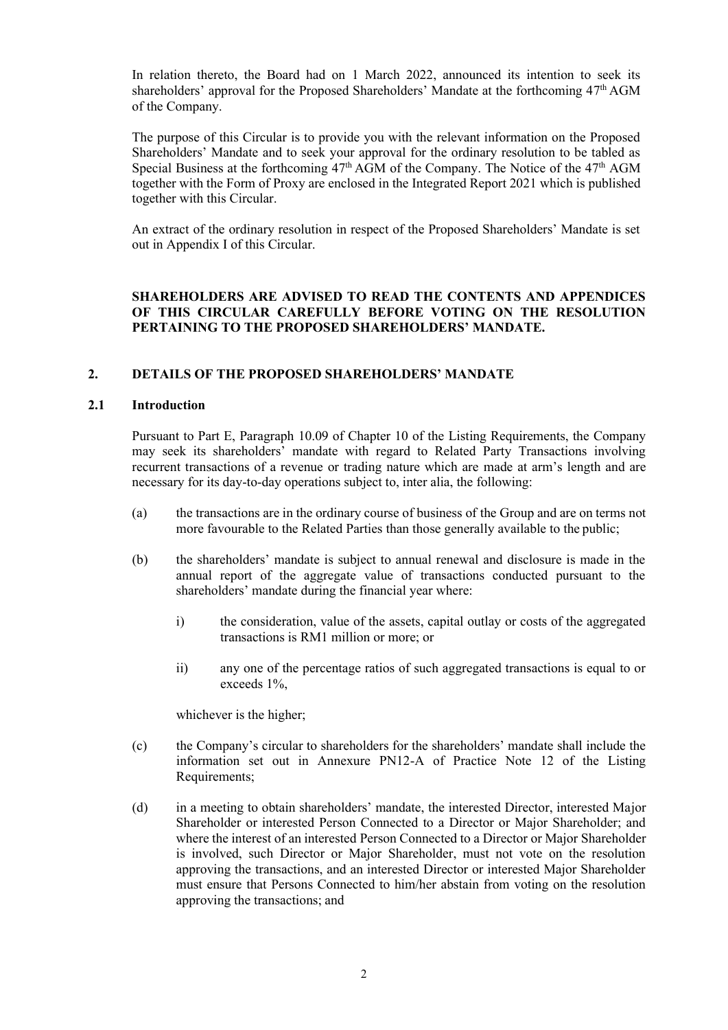In relation thereto, the Board had on 1 March 2022, announced its intention to seek its shareholders' approval for the Proposed Shareholders' Mandate at the forthcoming 47th AGM of the Company.

The purpose of this Circular is to provide you with the relevant information on the Proposed Shareholders' Mandate and to seek your approval for the ordinary resolution to be tabled as Special Business at the forthcoming 47th AGM of the Company. The Notice of the 47th AGM together with the Form of Proxy are enclosed in the Integrated Report 2021 which is published together with this Circular.

An extract of the ordinary resolution in respect of the Proposed Shareholders' Mandate is set out in Appendix I of this Circular.

**SHAREHOLDERS ARE ADVISED TO READ THE CONTENTS AND APPENDICES OF THIS CIRCULAR CAREFULLY BEFORE VOTING ON THE RESOLUTION PERTAINING TO THE PROPOSED SHAREHOLDERS' MANDATE.**

## 2. DETAILS OF THE PROPOSED SHAREHOLDERS' MANDATE

### 2.1 Introduction

Pursuant to Part E, Paragraph 10.09 of Chapter 10 of the Listing Requirements, the Company may seek its shareholders' mandate with regard to Related Party Transactions involving recurrent transactions of a revenue or trading nature which are made at arm's length and are necessary for its day-to-day operations subject to, inter alia, the following:

(a) the transactions are in the ordinary course of business of the Group and are on terms not more favourable to the Related Parties than those generally available to the public;

(b) the shareholders' mandate is subject to annual renewal and disclosure is made in the annual report of the aggregate value of transactions conducted pursuant to the shareholders' mandate during the financial year where:

  i) the consideration, value of the assets, capital outlay or costs of the aggregated transactions is RM1 million or more; or

  ii) any one of the percentage ratios of such aggregated transactions is equal to or exceeds 1%,

  whichever is the higher;

(c) the Company's circular to shareholders for the shareholders' mandate shall include the information set out in Annexure PN12-A of Practice Note 12 of the Listing Requirements;

(d) in a meeting to obtain shareholders' mandate, the interested Director, interested Major Shareholder or interested Person Connected to a Director or Major Shareholder; and where the interest of an interested Person Connected to a Director or Major Shareholder is involved, such Director or Major Shareholder, must not vote on the resolution approving the transactions, and an interested Director or interested Major Shareholder must ensure that Persons Connected to him/her abstain from voting on the resolution approving the transactions; and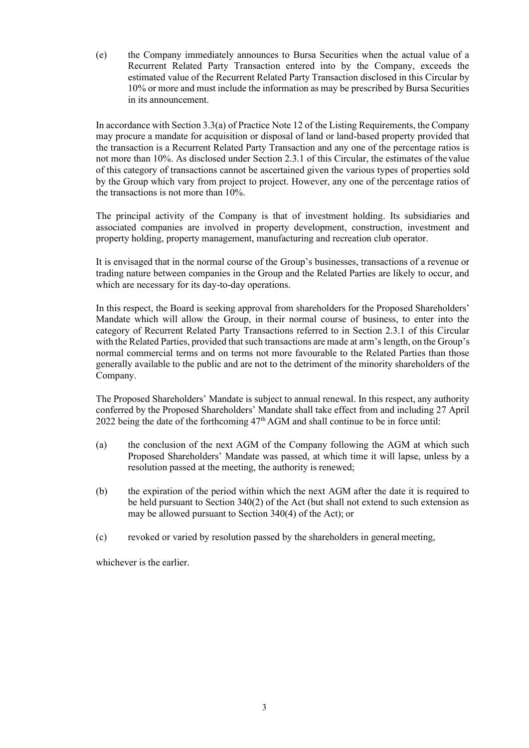(e) the Company immediately announces to Bursa Securities when the actual value of a Recurrent Related Party Transaction entered into by the Company, exceeds the estimated value of the Recurrent Related Party Transaction disclosed in this Circular by 10% or more and must include the information as may be prescribed by Bursa Securities in its announcement.

In accordance with Section 3.3(a) of Practice Note 12 of the Listing Requirements, the Company may procure a mandate for acquisition or disposal of land or land-based property provided that the transaction is a Recurrent Related Party Transaction and any one of the percentage ratios is not more than 10%. As disclosed under Section 2.3.1 of this Circular, the estimates of the value of this category of transactions cannot be ascertained given the various types of properties sold by the Group which vary from project to project. However, any one of the percentage ratios of the transactions is not more than 10%.

The principal activity of the Company is that of investment holding. Its subsidiaries and associated companies are involved in property development, construction, investment and property holding, property management, manufacturing and recreation club operator.

It is envisaged that in the normal course of the Group's businesses, transactions of a revenue or trading nature between companies in the Group and the Related Parties are likely to occur, and which are necessary for its day-to-day operations.

In this respect, the Board is seeking approval from shareholders for the Proposed Shareholders' Mandate which will allow the Group, in their normal course of business, to enter into the category of Recurrent Related Party Transactions referred to in Section 2.3.1 of this Circular with the Related Parties, provided that such transactions are made at arm's length, on the Group's normal commercial terms and on terms not more favourable to the Related Parties than those generally available to the public and are not to the detriment of the minority shareholders of the Company.

The Proposed Shareholders' Mandate is subject to annual renewal. In this respect, any authority conferred by the Proposed Shareholders' Mandate shall take effect from and including 27 April 2022 being the date of the forthcoming 47th AGM and shall continue to be in force until:

(a) the conclusion of the next AGM of the Company following the AGM at which such Proposed Shareholders' Mandate was passed, at which time it will lapse, unless by a resolution passed at the meeting, the authority is renewed;

(b) the expiration of the period within which the next AGM after the date it is required to be held pursuant to Section 340(2) of the Act (but shall not extend to such extension as may be allowed pursuant to Section 340(4) of the Act); or

(c) revoked or varied by resolution passed by the shareholders in general meeting,

whichever is the earlier.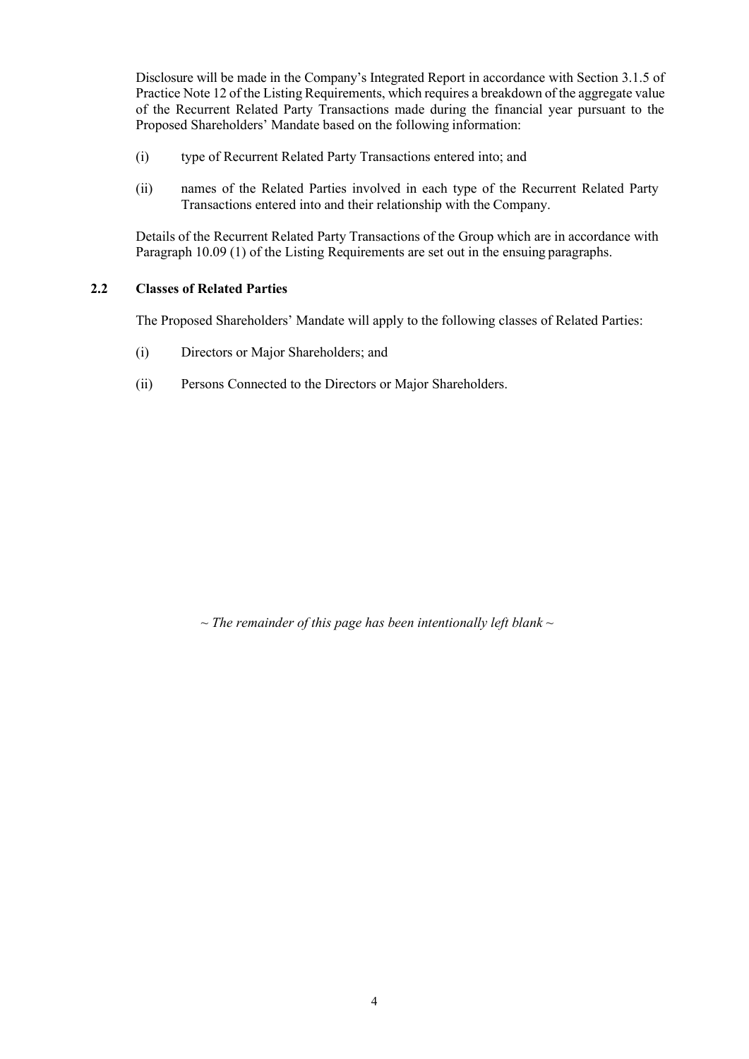Disclosure will be made in the Company's Integrated Report in accordance with Section 3.1.5 of Practice Note 12 of the Listing Requirements, which requires a breakdown of the aggregate value of the Recurrent Related Party Transactions made during the financial year pursuant to the Proposed Shareholders' Mandate based on the following information:

(i) type of Recurrent Related Party Transactions entered into; and

(ii) names of the Related Parties involved in each type of the Recurrent Related Party Transactions entered into and their relationship with the Company.

Details of the Recurrent Related Party Transactions of the Group which are in accordance with Paragraph 10.09 (1) of the Listing Requirements are set out in the ensuing paragraphs.

### 2.2 Classes of Related Parties

The Proposed Shareholders' Mandate will apply to the following classes of Related Parties:

(i) Directors or Major Shareholders; and

(ii) Persons Connected to the Directors or Major Shareholders.

*~ The remainder of this page has been intentionally left blank ~*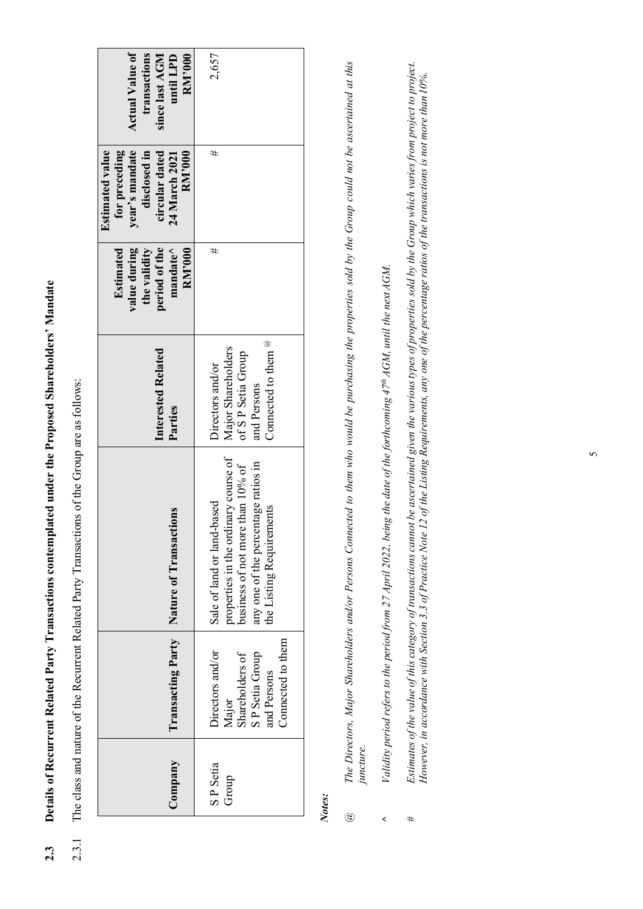## 2.3 Details of Recurrent Related Party Transactions contemplated under the Proposed Shareholders' Mandate

2.3.1 The class and nature of the Recurrent Related Party Transactions of the Group are as follows:

| Company | Transacting Party | Nature of Transactions | Interested Related Parties | Estimated value during the validity period of the mandate^ RM'000 | Estimated value for preceding year's mandate disclosed in circular dated 24 March 2021 RM'000 | Actual Value of transactions since last AGM until LPD RM'000 |
|---|---|---|---|---|---|---|
| S P Setia Group | Directors and/or Major Shareholders of S P Setia Group and Persons Connected to them | Sale of land or land-based properties in the ordinary course of business of not more than 10% of any one of the percentage ratios in the Listing Requirements | Directors and/or Major Shareholders of S P Setia Group and Persons Connected to them @ | # | # | 2,657 |

***Notes:***

@ *The Directors, Major Shareholders and/or Persons Connected to them who would be purchasing the properties sold by the Group could not be ascertained at this juncture.*

^ *Validity period refers to the period from 27 April 2022, being the date of the forthcoming 47th AGM, until the next AGM.*

\# *Estimates of the value of this category of transactions cannot be ascertained given the various types of properties sold by the Group which varies from project to project. However, in accordance with Section 3.3 of Practice Note 12 of the Listing Requirements, any one of the percentage ratios of the transactions is not more than 10%.*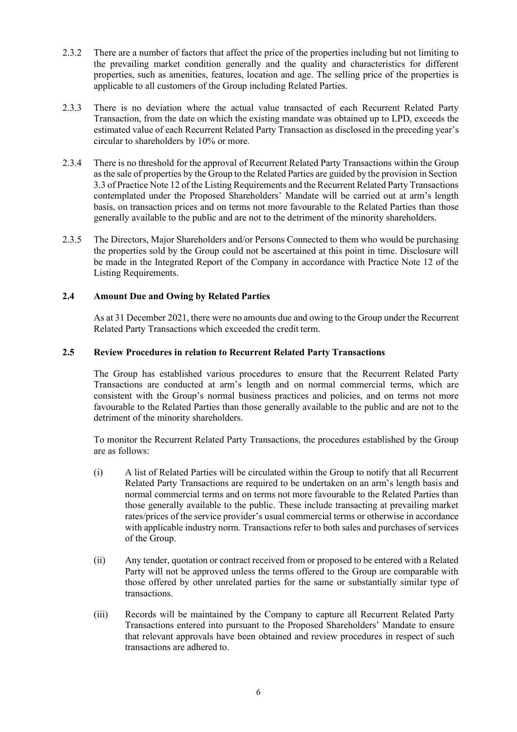2.3.2 There are a number of factors that affect the price of the properties including but not limiting to the prevailing market condition generally and the quality and characteristics for different properties, such as amenities, features, location and age. The selling price of the properties is applicable to all customers of the Group including Related Parties.

2.3.3 There is no deviation where the actual value transacted of each Recurrent Related Party Transaction, from the date on which the existing mandate was obtained up to LPD, exceeds the estimated value of each Recurrent Related Party Transaction as disclosed in the preceding year's circular to shareholders by 10% or more.

2.3.4 There is no threshold for the approval of Recurrent Related Party Transactions within the Group as the sale of properties by the Group to the Related Parties are guided by the provision in Section 3.3 of Practice Note 12 of the Listing Requirements and the Recurrent Related Party Transactions contemplated under the Proposed Shareholders' Mandate will be carried out at arm's length basis, on transaction prices and on terms not more favourable to the Related Parties than those generally available to the public and are not to the detriment of the minority shareholders.

2.3.5 The Directors, Major Shareholders and/or Persons Connected to them who would be purchasing the properties sold by the Group could not be ascertained at this point in time. Disclosure will be made in the Integrated Report of the Company in accordance with Practice Note 12 of the Listing Requirements.

### 2.4 Amount Due and Owing by Related Parties

As at 31 December 2021, there were no amounts due and owing to the Group under the Recurrent Related Party Transactions which exceeded the credit term.

### 2.5 Review Procedures in relation to Recurrent Related Party Transactions

The Group has established various procedures to ensure that the Recurrent Related Party Transactions are conducted at arm's length and on normal commercial terms, which are consistent with the Group's normal business practices and policies, and on terms not more favourable to the Related Parties than those generally available to the public and are not to the detriment of the minority shareholders.

To monitor the Recurrent Related Party Transactions, the procedures established by the Group are as follows:

(i) A list of Related Parties will be circulated within the Group to notify that all Recurrent Related Party Transactions are required to be undertaken on an arm's length basis and normal commercial terms and on terms not more favourable to the Related Parties than those generally available to the public. These include transacting at prevailing market rates/prices of the service provider's usual commercial terms or otherwise in accordance with applicable industry norm. Transactions refer to both sales and purchases of services of the Group.

(ii) Any tender, quotation or contract received from or proposed to be entered with a Related Party will not be approved unless the terms offered to the Group are comparable with those offered by other unrelated parties for the same or substantially similar type of transactions.

(iii) Records will be maintained by the Company to capture all Recurrent Related Party Transactions entered into pursuant to the Proposed Shareholders' Mandate to ensure that relevant approvals have been obtained and review procedures in respect of such transactions are adhered to.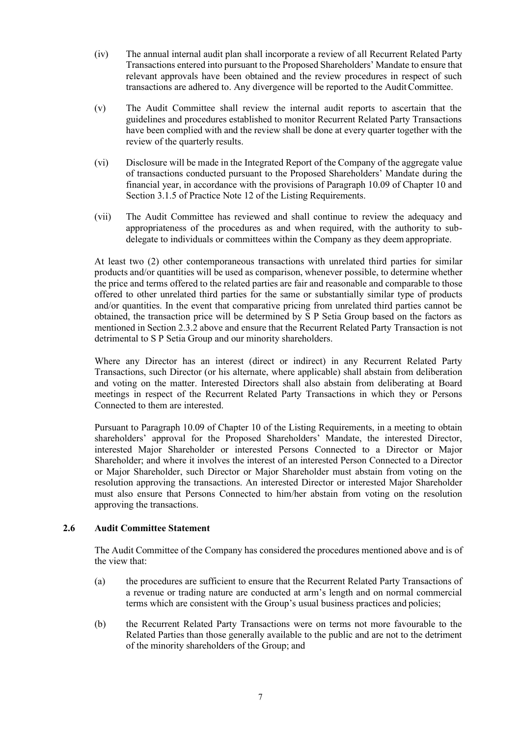(iv) The annual internal audit plan shall incorporate a review of all Recurrent Related Party Transactions entered into pursuant to the Proposed Shareholders' Mandate to ensure that relevant approvals have been obtained and the review procedures in respect of such transactions are adhered to. Any divergence will be reported to the Audit Committee.

(v) The Audit Committee shall review the internal audit reports to ascertain that the guidelines and procedures established to monitor Recurrent Related Party Transactions have been complied with and the review shall be done at every quarter together with the review of the quarterly results.

(vi) Disclosure will be made in the Integrated Report of the Company of the aggregate value of transactions conducted pursuant to the Proposed Shareholders' Mandate during the financial year, in accordance with the provisions of Paragraph 10.09 of Chapter 10 and Section 3.1.5 of Practice Note 12 of the Listing Requirements.

(vii) The Audit Committee has reviewed and shall continue to review the adequacy and appropriateness of the procedures as and when required, with the authority to sub-delegate to individuals or committees within the Company as they deem appropriate.

At least two (2) other contemporaneous transactions with unrelated third parties for similar products and/or quantities will be used as comparison, whenever possible, to determine whether the price and terms offered to the related parties are fair and reasonable and comparable to those offered to other unrelated third parties for the same or substantially similar type of products and/or quantities. In the event that comparative pricing from unrelated third parties cannot be obtained, the transaction price will be determined by S P Setia Group based on the factors as mentioned in Section 2.3.2 above and ensure that the Recurrent Related Party Transaction is not detrimental to S P Setia Group and our minority shareholders.

Where any Director has an interest (direct or indirect) in any Recurrent Related Party Transactions, such Director (or his alternate, where applicable) shall abstain from deliberation and voting on the matter. Interested Directors shall also abstain from deliberating at Board meetings in respect of the Recurrent Related Party Transactions in which they or Persons Connected to them are interested.

Pursuant to Paragraph 10.09 of Chapter 10 of the Listing Requirements, in a meeting to obtain shareholders' approval for the Proposed Shareholders' Mandate, the interested Director, interested Major Shareholder or interested Persons Connected to a Director or Major Shareholder; and where it involves the interest of an interested Person Connected to a Director or Major Shareholder, such Director or Major Shareholder must abstain from voting on the resolution approving the transactions. An interested Director or interested Major Shareholder must also ensure that Persons Connected to him/her abstain from voting on the resolution approving the transactions.

### 2.6 Audit Committee Statement

The Audit Committee of the Company has considered the procedures mentioned above and is of the view that:

(a) the procedures are sufficient to ensure that the Recurrent Related Party Transactions of a revenue or trading nature are conducted at arm's length and on normal commercial terms which are consistent with the Group's usual business practices and policies;

(b) the Recurrent Related Party Transactions were on terms not more favourable to the Related Parties than those generally available to the public and are not to the detriment of the minority shareholders of the Group; and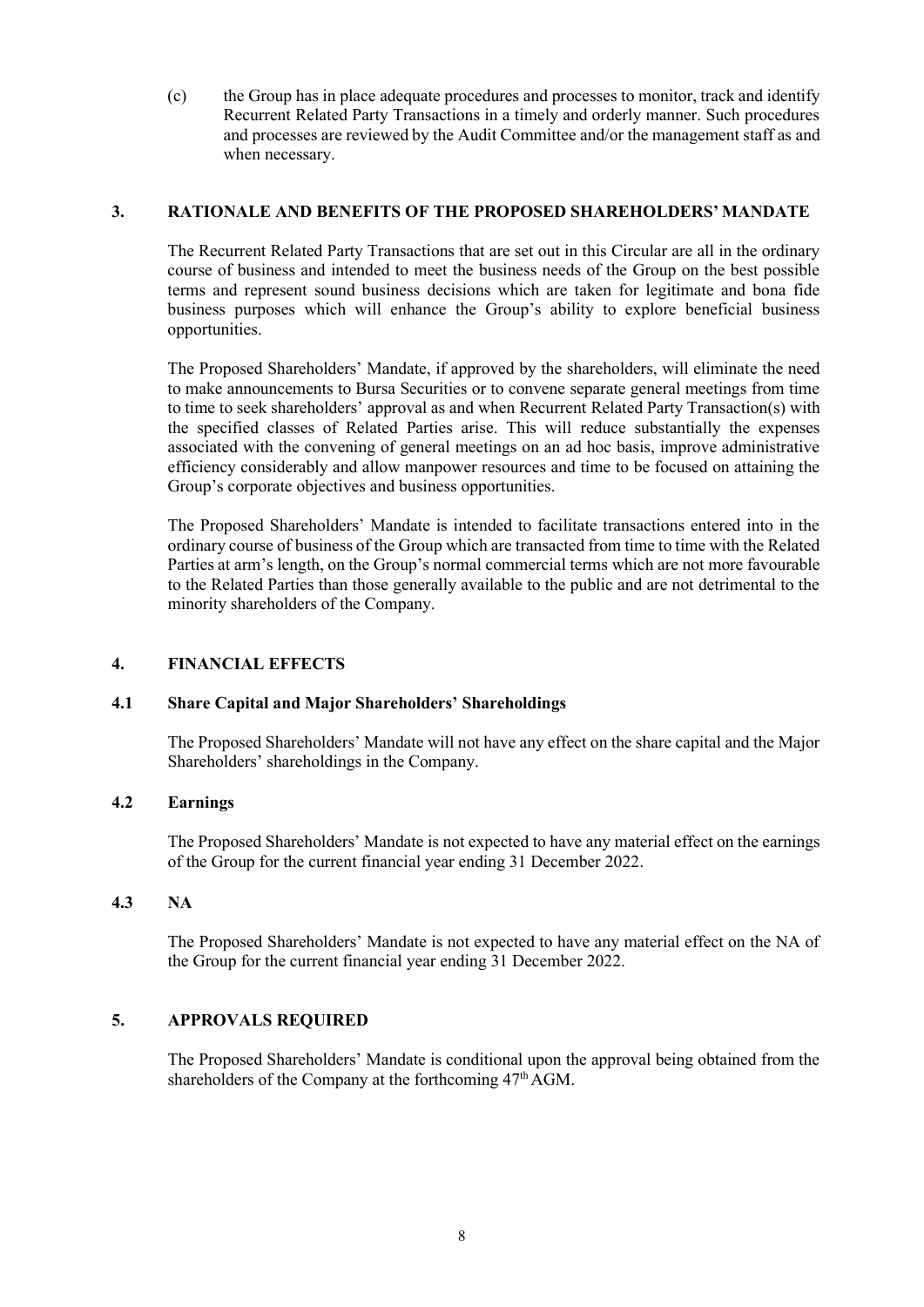(c) the Group has in place adequate procedures and processes to monitor, track and identify Recurrent Related Party Transactions in a timely and orderly manner. Such procedures and processes are reviewed by the Audit Committee and/or the management staff as and when necessary.

## 3. RATIONALE AND BENEFITS OF THE PROPOSED SHAREHOLDERS' MANDATE

The Recurrent Related Party Transactions that are set out in this Circular are all in the ordinary course of business and intended to meet the business needs of the Group on the best possible terms and represent sound business decisions which are taken for legitimate and bona fide business purposes which will enhance the Group's ability to explore beneficial business opportunities.

The Proposed Shareholders' Mandate, if approved by the shareholders, will eliminate the need to make announcements to Bursa Securities or to convene separate general meetings from time to time to seek shareholders' approval as and when Recurrent Related Party Transaction(s) with the specified classes of Related Parties arise. This will reduce substantially the expenses associated with the convening of general meetings on an ad hoc basis, improve administrative efficiency considerably and allow manpower resources and time to be focused on attaining the Group's corporate objectives and business opportunities.

The Proposed Shareholders' Mandate is intended to facilitate transactions entered into in the ordinary course of business of the Group which are transacted from time to time with the Related Parties at arm's length, on the Group's normal commercial terms which are not more favourable to the Related Parties than those generally available to the public and are not detrimental to the minority shareholders of the Company.

## 4. FINANCIAL EFFECTS

### 4.1 Share Capital and Major Shareholders' Shareholdings

The Proposed Shareholders' Mandate will not have any effect on the share capital and the Major Shareholders' shareholdings in the Company.

### 4.2 Earnings

The Proposed Shareholders' Mandate is not expected to have any material effect on the earnings of the Group for the current financial year ending 31 December 2022.

### 4.3 NA

The Proposed Shareholders' Mandate is not expected to have any material effect on the NA of the Group for the current financial year ending 31 December 2022.

## 5. APPROVALS REQUIRED

The Proposed Shareholders' Mandate is conditional upon the approval being obtained from the shareholders of the Company at the forthcoming 47th AGM.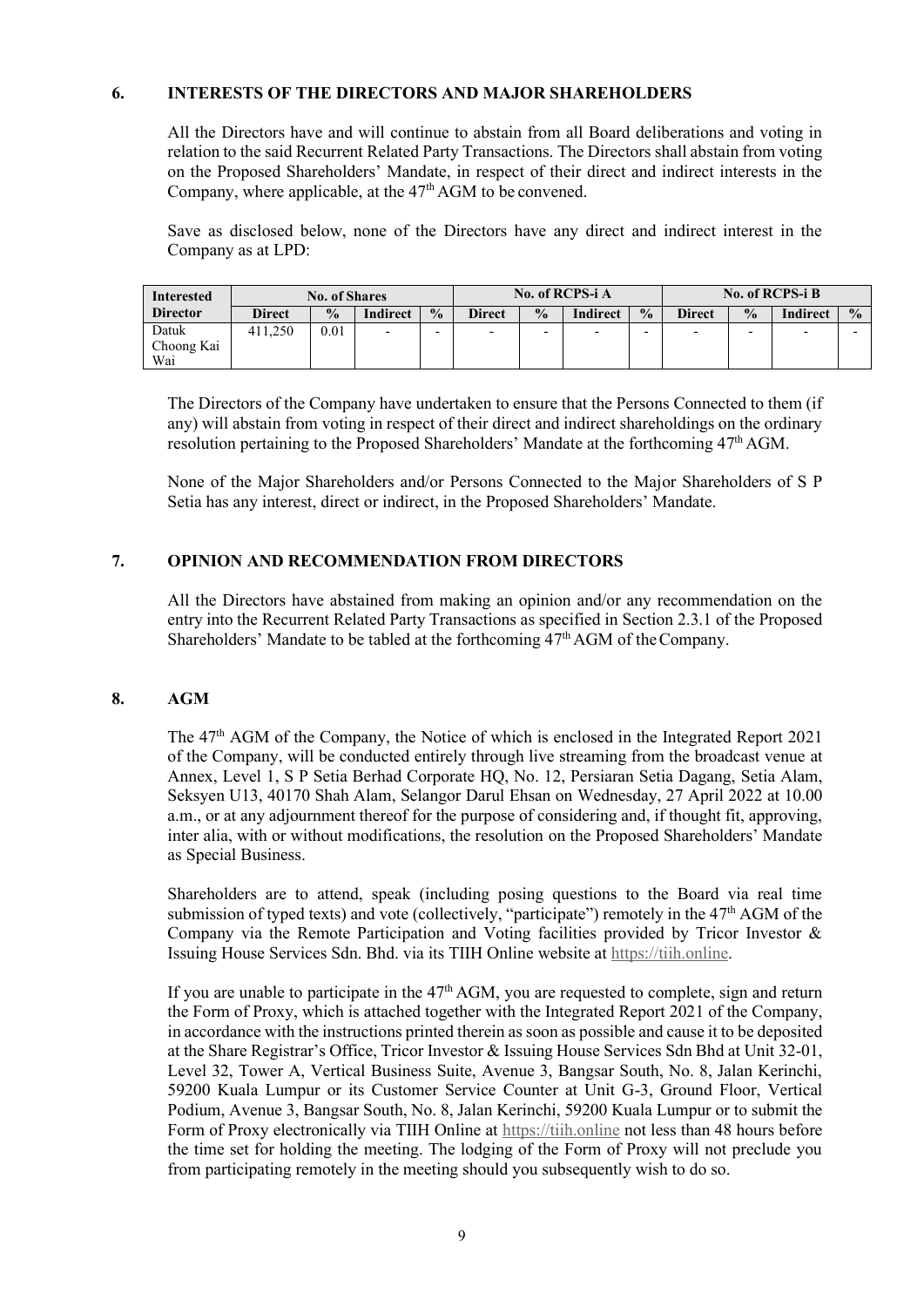## 6. INTERESTS OF THE DIRECTORS AND MAJOR SHAREHOLDERS

All the Directors have and will continue to abstain from all Board deliberations and voting in relation to the said Recurrent Related Party Transactions. The Directors shall abstain from voting on the Proposed Shareholders' Mandate, in respect of their direct and indirect interests in the Company, where applicable, at the 47th AGM to be convened.

Save as disclosed below, none of the Directors have any direct and indirect interest in the Company as at LPD:

| Interested Director | No. of Shares | | | | No. of RCPS-i A | | | | No. of RCPS-i B | | | |
|---|---|---|---|---|---|---|---|---|---|---|---|---|
| | Direct | % | Indirect | % | Direct | % | Indirect | % | Direct | % | Indirect | % |
| Datuk Choong Kai Wai | 411,250 | 0.01 | - | - | - | - | - | - | - | - | - | - |

The Directors of the Company have undertaken to ensure that the Persons Connected to them (if any) will abstain from voting in respect of their direct and indirect shareholdings on the ordinary resolution pertaining to the Proposed Shareholders' Mandate at the forthcoming 47th AGM.

None of the Major Shareholders and/or Persons Connected to the Major Shareholders of S P Setia has any interest, direct or indirect, in the Proposed Shareholders' Mandate.

## 7. OPINION AND RECOMMENDATION FROM DIRECTORS

All the Directors have abstained from making an opinion and/or any recommendation on the entry into the Recurrent Related Party Transactions as specified in Section 2.3.1 of the Proposed Shareholders' Mandate to be tabled at the forthcoming 47th AGM of the Company.

## 8. AGM

The 47th AGM of the Company, the Notice of which is enclosed in the Integrated Report 2021 of the Company, will be conducted entirely through live streaming from the broadcast venue at Annex, Level 1, S P Setia Berhad Corporate HQ, No. 12, Persiaran Setia Dagang, Setia Alam, Seksyen U13, 40170 Shah Alam, Selangor Darul Ehsan on Wednesday, 27 April 2022 at 10.00 a.m., or at any adjournment thereof for the purpose of considering and, if thought fit, approving, inter alia, with or without modifications, the resolution on the Proposed Shareholders' Mandate as Special Business.

Shareholders are to attend, speak (including posing questions to the Board via real time submission of typed texts) and vote (collectively, "participate") remotely in the 47th AGM of the Company via the Remote Participation and Voting facilities provided by Tricor Investor & Issuing House Services Sdn. Bhd. via its TIIH Online website at https://tiih.online.

If you are unable to participate in the 47th AGM, you are requested to complete, sign and return the Form of Proxy, which is attached together with the Integrated Report 2021 of the Company, in accordance with the instructions printed therein as soon as possible and cause it to be deposited at the Share Registrar's Office, Tricor Investor & Issuing House Services Sdn Bhd at Unit 32-01, Level 32, Tower A, Vertical Business Suite, Avenue 3, Bangsar South, No. 8, Jalan Kerinchi, 59200 Kuala Lumpur or its Customer Service Counter at Unit G-3, Ground Floor, Vertical Podium, Avenue 3, Bangsar South, No. 8, Jalan Kerinchi, 59200 Kuala Lumpur or to submit the Form of Proxy electronically via TIIH Online at https://tiih.online not less than 48 hours before the time set for holding the meeting. The lodging of the Form of Proxy will not preclude you from participating remotely in the meeting should you subsequently wish to do so.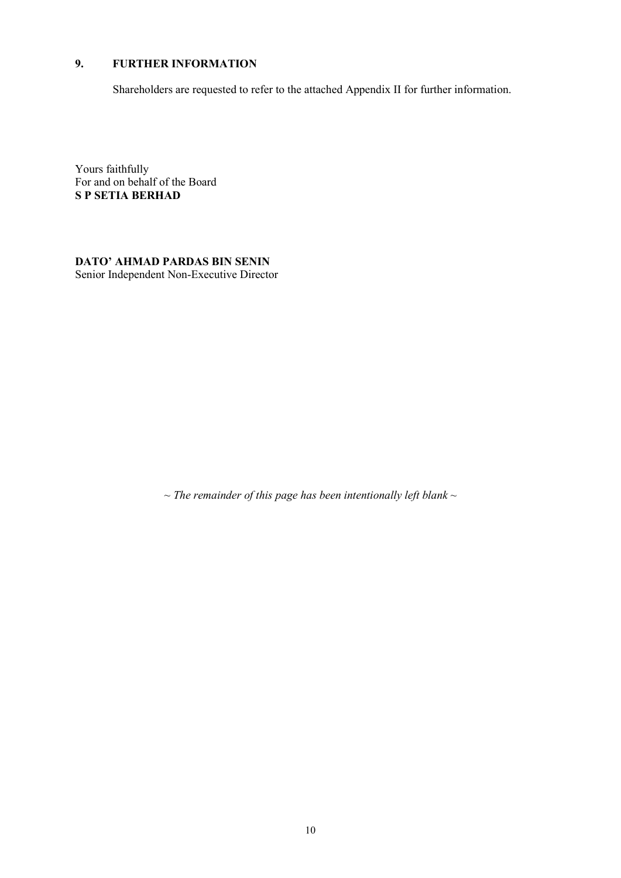## 9. FURTHER INFORMATION

Shareholders are requested to refer to the attached Appendix II for further information.

Yours faithfully
For and on behalf of the Board
**S P SETIA BERHAD**

**DATO' AHMAD PARDAS BIN SENIN**
Senior Independent Non-Executive Director

*~ The remainder of this page has been intentionally left blank ~*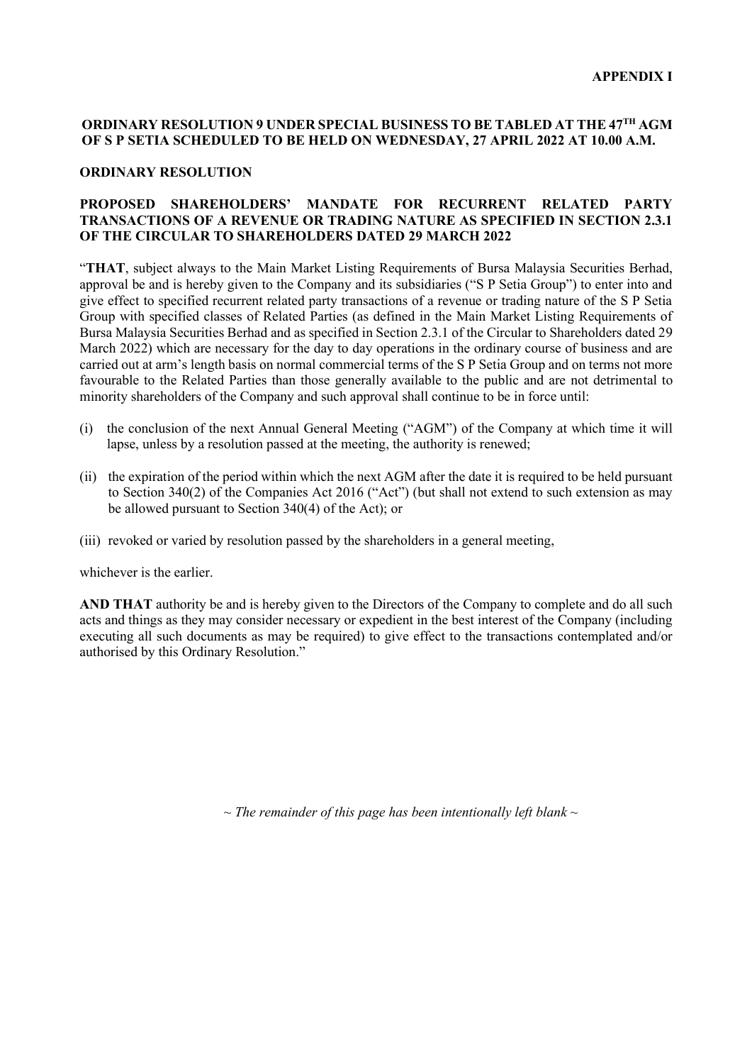**APPENDIX I**

**ORDINARY RESOLUTION 9 UNDER SPECIAL BUSINESS TO BE TABLED AT THE 47TH AGM OF S P SETIA SCHEDULED TO BE HELD ON WEDNESDAY, 27 APRIL 2022 AT 10.00 A.M.**

**ORDINARY RESOLUTION**

**PROPOSED SHAREHOLDERS' MANDATE FOR RECURRENT RELATED PARTY TRANSACTIONS OF A REVENUE OR TRADING NATURE AS SPECIFIED IN SECTION 2.3.1 OF THE CIRCULAR TO SHAREHOLDERS DATED 29 MARCH 2022**

"**THAT**, subject always to the Main Market Listing Requirements of Bursa Malaysia Securities Berhad, approval be and is hereby given to the Company and its subsidiaries ("S P Setia Group") to enter into and give effect to specified recurrent related party transactions of a revenue or trading nature of the S P Setia Group with specified classes of Related Parties (as defined in the Main Market Listing Requirements of Bursa Malaysia Securities Berhad and as specified in Section 2.3.1 of the Circular to Shareholders dated 29 March 2022) which are necessary for the day to day operations in the ordinary course of business and are carried out at arm's length basis on normal commercial terms of the S P Setia Group and on terms not more favourable to the Related Parties than those generally available to the public and are not detrimental to minority shareholders of the Company and such approval shall continue to be in force until:

(i) the conclusion of the next Annual General Meeting ("AGM") of the Company at which time it will lapse, unless by a resolution passed at the meeting, the authority is renewed;

(ii) the expiration of the period within which the next AGM after the date it is required to be held pursuant to Section 340(2) of the Companies Act 2016 ("Act") (but shall not extend to such extension as may be allowed pursuant to Section 340(4) of the Act); or

(iii) revoked or varied by resolution passed by the shareholders in a general meeting,

whichever is the earlier.

**AND THAT** authority be and is hereby given to the Directors of the Company to complete and do all such acts and things as they may consider necessary or expedient in the best interest of the Company (including executing all such documents as may be required) to give effect to the transactions contemplated and/or authorised by this Ordinary Resolution."

*~ The remainder of this page has been intentionally left blank ~*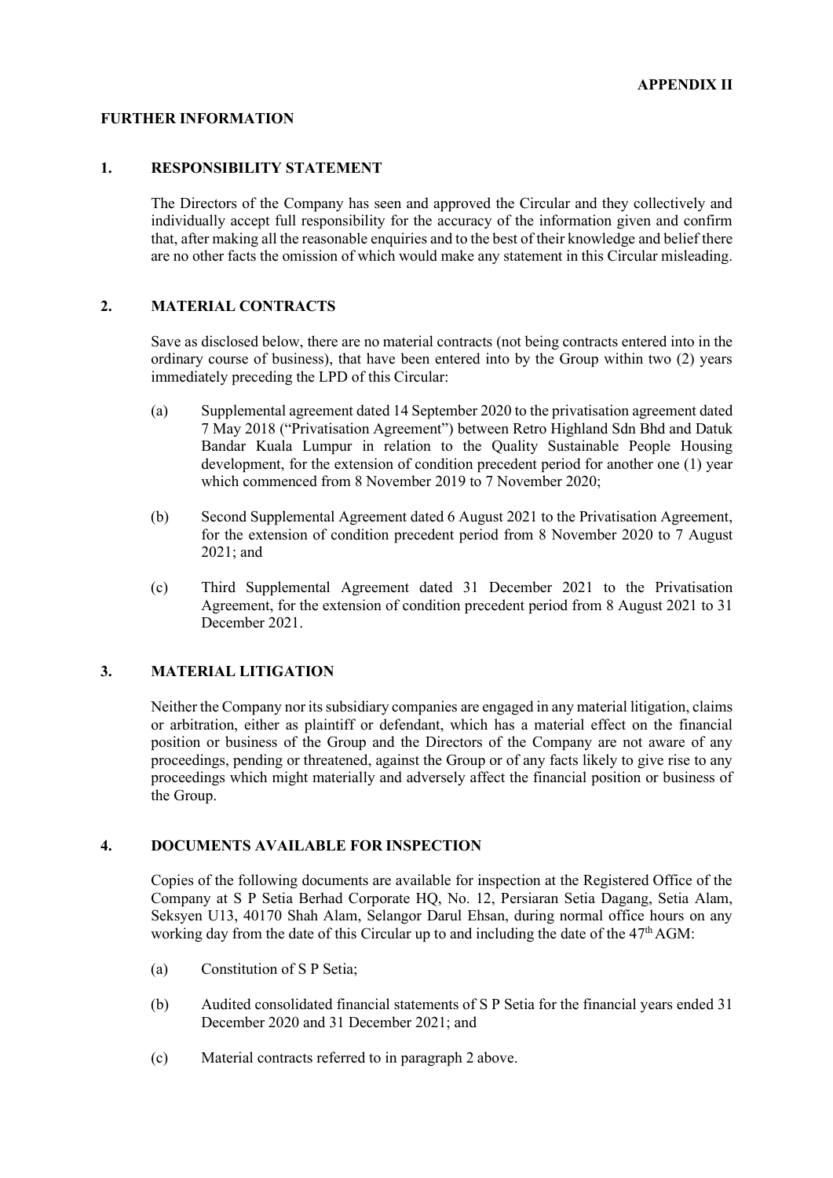**APPENDIX II**

**FURTHER INFORMATION**

## 1. RESPONSIBILITY STATEMENT

The Directors of the Company has seen and approved the Circular and they collectively and individually accept full responsibility for the accuracy of the information given and confirm that, after making all the reasonable enquiries and to the best of their knowledge and belief there are no other facts the omission of which would make any statement in this Circular misleading.

## 2. MATERIAL CONTRACTS

Save as disclosed below, there are no material contracts (not being contracts entered into in the ordinary course of business), that have been entered into by the Group within two (2) years immediately preceding the LPD of this Circular:

(a) Supplemental agreement dated 14 September 2020 to the privatisation agreement dated 7 May 2018 ("Privatisation Agreement") between Retro Highland Sdn Bhd and Datuk Bandar Kuala Lumpur in relation to the Quality Sustainable People Housing development, for the extension of condition precedent period for another one (1) year which commenced from 8 November 2019 to 7 November 2020;

(b) Second Supplemental Agreement dated 6 August 2021 to the Privatisation Agreement, for the extension of condition precedent period from 8 November 2020 to 7 August 2021; and

(c) Third Supplemental Agreement dated 31 December 2021 to the Privatisation Agreement, for the extension of condition precedent period from 8 August 2021 to 31 December 2021.

## 3. MATERIAL LITIGATION

Neither the Company nor its subsidiary companies are engaged in any material litigation, claims or arbitration, either as plaintiff or defendant, which has a material effect on the financial position or business of the Group and the Directors of the Company are not aware of any proceedings, pending or threatened, against the Group or of any facts likely to give rise to any proceedings which might materially and adversely affect the financial position or business of the Group.

## 4. DOCUMENTS AVAILABLE FOR INSPECTION

Copies of the following documents are available for inspection at the Registered Office of the Company at S P Setia Berhad Corporate HQ, No. 12, Persiaran Setia Dagang, Setia Alam, Seksyen U13, 40170 Shah Alam, Selangor Darul Ehsan, during normal office hours on any working day from the date of this Circular up to and including the date of the 47th AGM:

(a) Constitution of S P Setia;

(b) Audited consolidated financial statements of S P Setia for the financial years ended 31 December 2020 and 31 December 2021; and

(c) Material contracts referred to in paragraph 2 above.